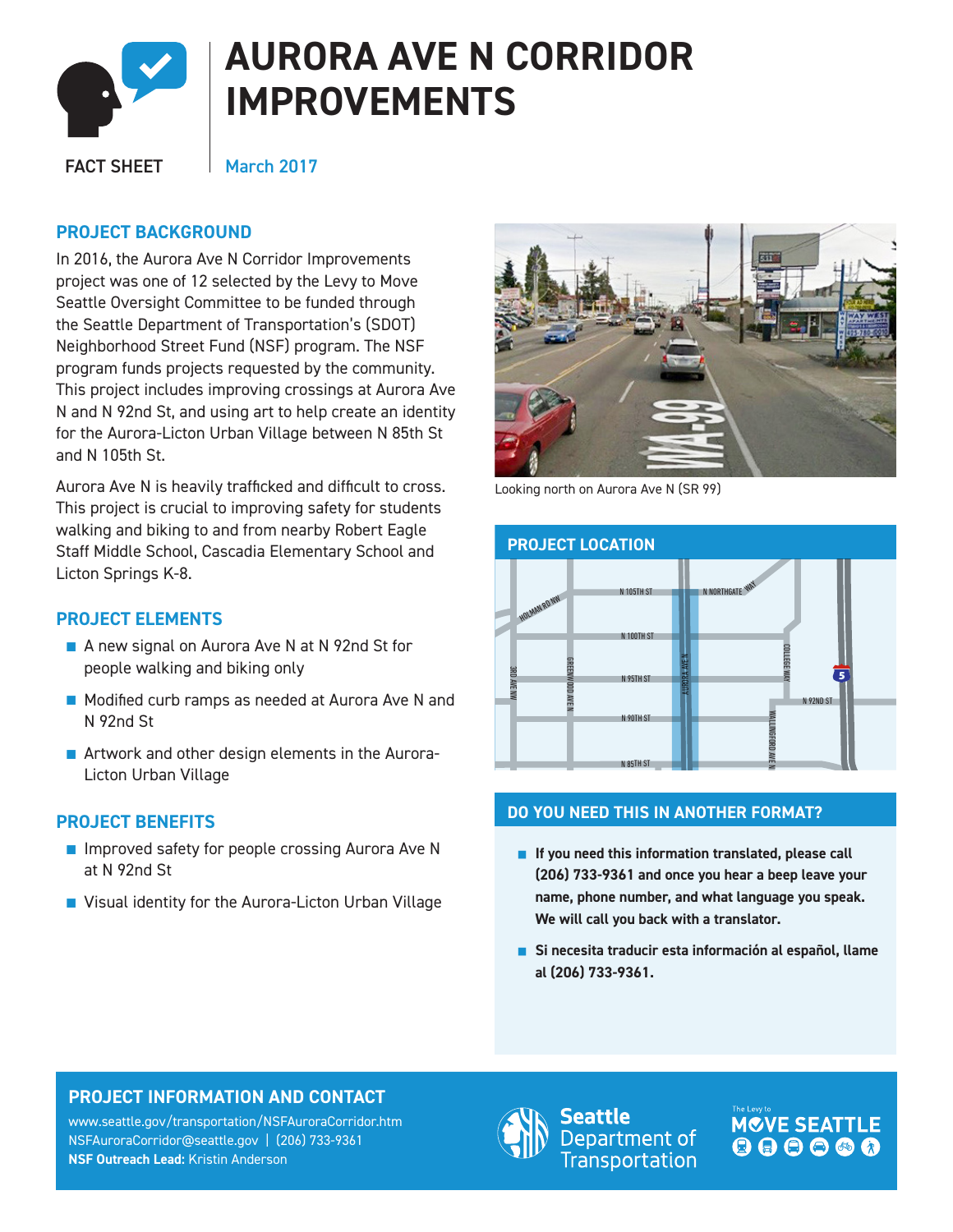# AURORA AVE N CORRIDOR IMPROVEMENTS

FACT SHEET

March 2017

## PROJECT BACKGROUND

In 2016, the Aurora Ave N Corridor Improvements project was one of 12 selected by the Levy to Move Seattle Oversight Committee to be funded through the Seattle Department of Transportation's (SDOT) Neighborhood Street Fund (NSF) program. The NSF program funds projects requested by the community. This project includes improving crossings at Aurora Ave N and N 92nd St, and using art to help create an identity for the Aurora-Licton Urban Village between N 85th St and N 105th St.

Aurora Ave N is heavily trafficked and difficult to cross. This project is crucial to improving safety for students walking and biking to and from nearby Robert Eagle Staff Middle School, Cascadia Elementary School and Licton Springs K-8.

## PROJECT ELEMENTS

- A new signal on Aurora Ave N at N 92nd St for people walking and biking only
- Modified curb ramps as needed at Aurora Ave N and N 92nd St
- Artwork and other design elements in the Aurora-Licton Urban Village

## PROJECT BENEFITS

- Improved safety for people crossing Aurora Ave N at N 92nd St
- Visual identity for the Aurora-Licton Urban Village

Looking north on Aurora Ave N (SR 99)

## PROJECT LOCATION

N 105TH ST
N NORTHGATE WAY
HOLMAN RD NW
N 100TH ST
3RD AVE NW
GREENWOOD AVE N
N 95TH ST
AURORA AVE N
COLLEGE WAY
5
N 92ND ST
N 90TH ST
WALLINGFORD AVE N
N 85TH ST

## DO YOU NEED THIS IN ANOTHER FORMAT?

- **If you need this information translated, please call (206) 733-9361 and once you hear a beep leave your name, phone number, and what language you speak. We will call you back with a translator.**
- **Si necesita traducir esta información al español, llame al (206) 733-9361.**

## PROJECT INFORMATION AND CONTACT

www.seattle.gov/transportation/NSFAuroraCorridor.htm
NSFAuroraCorridor@seattle.gov | (206) 733-9361
**NSF Outreach Lead:** Kristin Anderson

Seattle Department of Transportation

The Levy to MOVE SEATTLE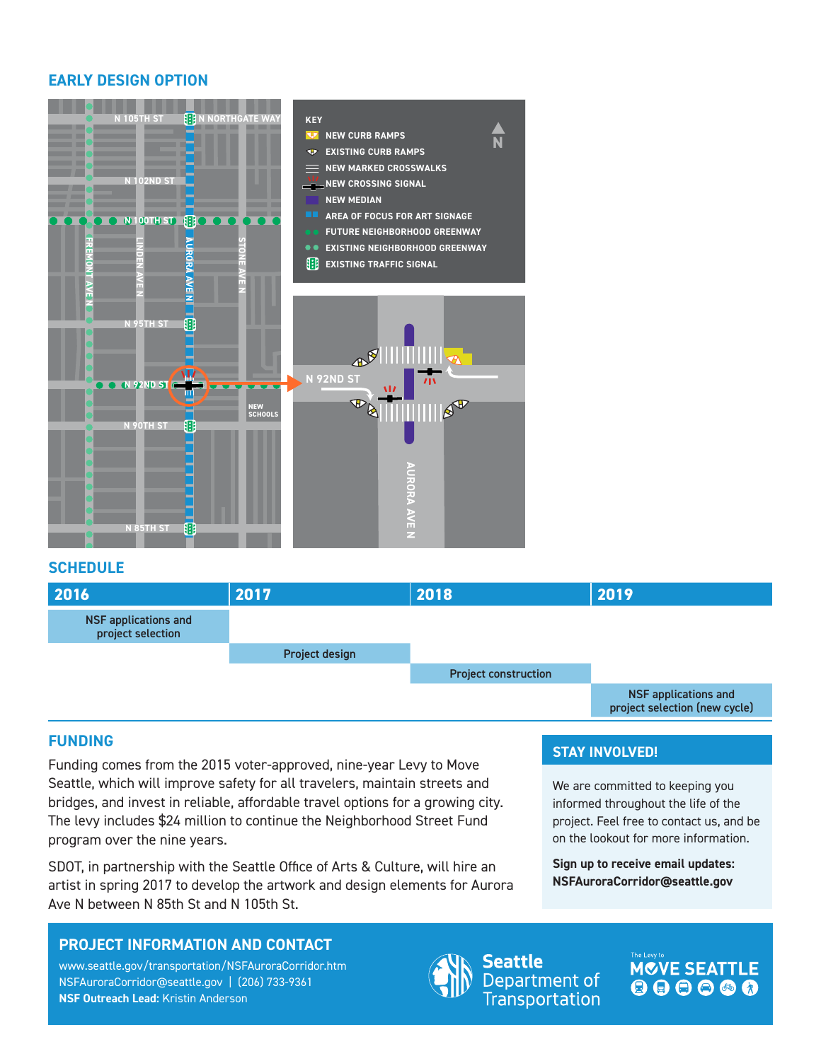## EARLY DESIGN OPTION

N 105TH ST
N NORTHGATE WAY
N 102ND ST
N 100TH ST
FREMONT AVE N
LINDEN AVE N
AURORA AVE N
STONE AVE N
N 95TH ST
N 92ND ST
NEW SCHOOLS
N 90TH ST
N 85TH ST

KEY

- NEW CURB RAMPS
- EXISTING CURB RAMPS
- NEW MARKED CROSSWALKS
- NEW CROSSING SIGNAL
- NEW MEDIAN
- AREA OF FOCUS FOR ART SIGNAGE
- FUTURE NEIGHBORHOOD GREENWAY
- EXISTING NEIGHBORHOOD GREENWAY
- EXISTING TRAFFIC SIGNAL

N

N 92ND ST
AURORA AVE N

## SCHEDULE

| 2016 | 2017 | 2018 | 2019 |
|---|---|---|---|
| NSF applications and project selection | | | |
| | Project design | | |
| | | Project construction | |
| | | | NSF applications and project selection (new cycle) |

## FUNDING

Funding comes from the 2015 voter-approved, nine-year Levy to Move Seattle, which will improve safety for all travelers, maintain streets and bridges, and invest in reliable, affordable travel options for a growing city. The levy includes $24 million to continue the Neighborhood Street Fund program over the nine years.

SDOT, in partnership with the Seattle Office of Arts & Culture, will hire an artist in spring 2017 to develop the artwork and design elements for Aurora Ave N between N 85th St and N 105th St.

## STAY INVOLVED!

We are committed to keeping you informed throughout the life of the project. Feel free to contact us, and be on the lookout for more information.

**Sign up to receive email updates: NSFAuroraCorridor@seattle.gov**

## PROJECT INFORMATION AND CONTACT

www.seattle.gov/transportation/NSFAuroraCorridor.htm
NSFAuroraCorridor@seattle.gov | (206) 733-9361
**NSF Outreach Lead:** Kristin Anderson

Seattle Department of Transportation

The Levy to MOVE SEATTLE